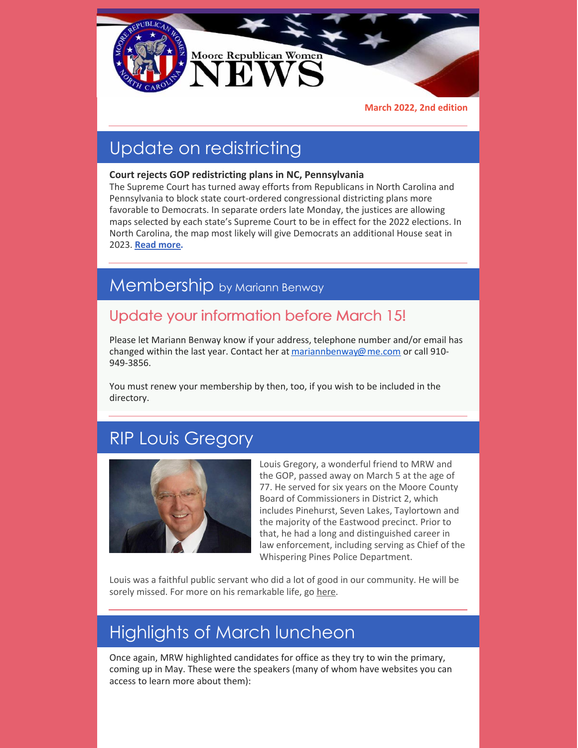# Moore Republican Women NEWS

**March 2022, 2nd edition**

## Update on redistricting

**Court rejects GOP redistricting plans in NC, Pennsylvania**

The Supreme Court has turned away efforts from Republicans in North Carolina and Pennsylvania to block state court-ordered congressional districting plans more favorable to Democrats. In separate orders late Monday, the justices are allowing maps selected by each state's Supreme Court to be in effect for the 2022 elections. In North Carolina, the map most likely will give Democrats an additional House seat in 2023. **Read more.**

## Membership by Mariann Benway

### Update your information before March 15!

Please let Mariann Benway know if your address, telephone number and/or email has changed within the last year. Contact her at mariannbenway@me.com or call 910-949-3856.

You must renew your membership by then, too, if you wish to be included in the directory.

## RIP Louis Gregory

Louis Gregory, a wonderful friend to MRW and the GOP, passed away on March 5 at the age of 77. He served for six years on the Moore County Board of Commissioners in District 2, which includes Pinehurst, Seven Lakes, Taylortown and the majority of the Eastwood precinct. Prior to that, he had a long and distinguished career in law enforcement, including serving as Chief of the Whispering Pines Police Department.

Louis was a faithful public servant who did a lot of good in our community. He will be sorely missed. For more on his remarkable life, go here.

## Highlights of March luncheon

Once again, MRW highlighted candidates for office as they try to win the primary, coming up in May. These were the speakers (many of whom have websites you can access to learn more about them):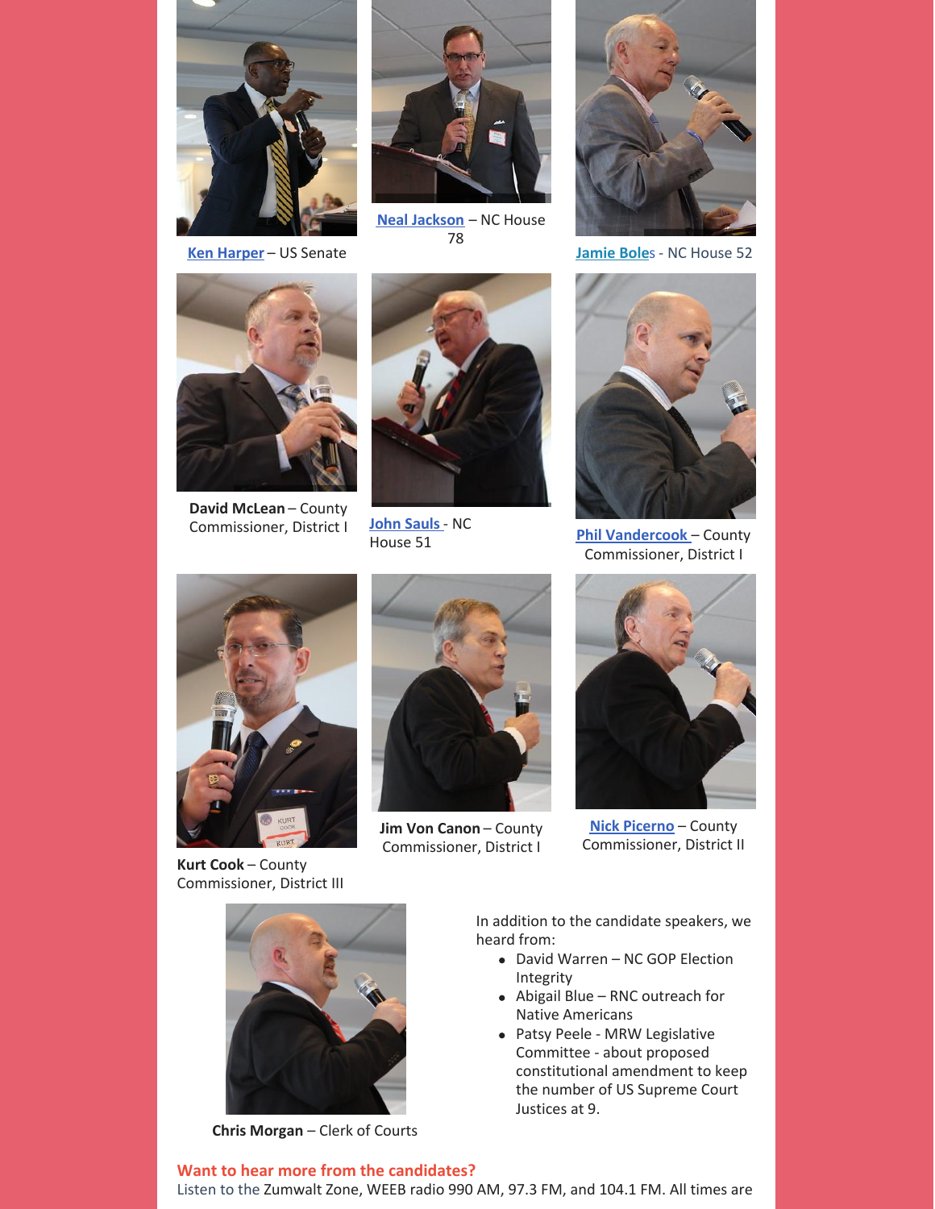**Ken Harper** – US Senate

**Neal Jackson** – NC House 78

**Jamie Boles** - NC House 52

**David McLean** – County Commissioner, District I

**John Sauls** - NC House 51

**Phil Vandercook** – County Commissioner, District I

**Kurt Cook** – County Commissioner, District III

**Jim Von Canon** – County Commissioner, District I

**Nick Picerno** – County Commissioner, District II

**Chris Morgan** – Clerk of Courts

In addition to the candidate speakers, we heard from:

- David Warren – NC GOP Election Integrity
- Abigail Blue – RNC outreach for Native Americans
- Patsy Peele - MRW Legislative Committee - about proposed constitutional amendment to keep the number of US Supreme Court Justices at 9.

**Want to hear more from the candidates?**

Listen to the Zumwalt Zone, WEEB radio 990 AM, 97.3 FM, and 104.1 FM. All times are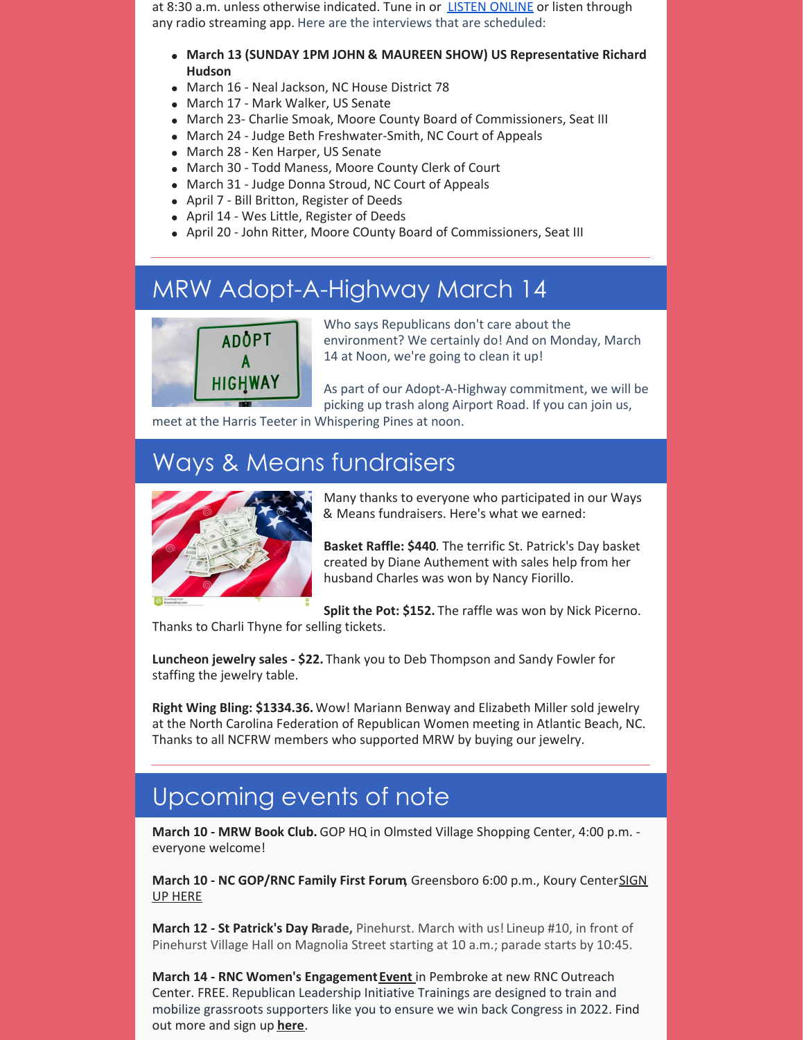at 8:30 a.m. unless otherwise indicated. Tune in or LISTEN ONLINE or listen through any radio streaming app. Here are the interviews that are scheduled:

- **March 13 (SUNDAY 1PM JOHN & MAUREEN SHOW) US Representative Richard Hudson**
- March 16 - Neal Jackson, NC House District 78
- March 17 - Mark Walker, US Senate
- March 23- Charlie Smoak, Moore County Board of Commissioners, Seat III
- March 24 - Judge Beth Freshwater-Smith, NC Court of Appeals
- March 28 - Ken Harper, US Senate
- March 30 - Todd Maness, Moore County Clerk of Court
- March 31 - Judge Donna Stroud, NC Court of Appeals
- April 7 - Bill Britton, Register of Deeds
- April 14 - Wes Little, Register of Deeds
- April 20 - John Ritter, Moore COunty Board of Commissioners, Seat III

## MRW Adopt-A-Highway March 14

Who says Republicans don't care about the environment? We certainly do! And on Monday, March 14 at Noon, we're going to clean it up!

As part of our Adopt-A-Highway commitment, we will be picking up trash along Airport Road. If you can join us, meet at the Harris Teeter in Whispering Pines at noon.

## Ways & Means fundraisers

Many thanks to everyone who participated in our Ways & Means fundraisers. Here's what we earned:

**Basket Raffle: $440**. The terrific St. Patrick's Day basket created by Diane Authement with sales help from her husband Charles was won by Nancy Fiorillo.

**Split the Pot: $152.** The raffle was won by Nick Picerno. Thanks to Charli Thyne for selling tickets.

**Luncheon jewelry sales - $22.** Thank you to Deb Thompson and Sandy Fowler for staffing the jewelry table.

**Right Wing Bling: $1334.36.** Wow! Mariann Benway and Elizabeth Miller sold jewelry at the North Carolina Federation of Republican Women meeting in Atlantic Beach, NC. Thanks to all NCFRW members who supported MRW by buying our jewelry.

## Upcoming events of note

**March 10 - MRW Book Club.** GOP HQ in Olmsted Village Shopping Center, 4:00 p.m. - everyone welcome!

**March 10 - NC GOP/RNC Family First Forum**, Greensboro 6:00 p.m., Koury Center SIGN UP HERE

**March 12 - St Patrick's Day Parade,** Pinehurst. March with us! Lineup #10, in front of Pinehurst Village Hall on Magnolia Street starting at 10 a.m.; parade starts by 10:45.

**March 14 - RNC Women's Engagement Event** in Pembroke at new RNC Outreach Center. FREE. Republican Leadership Initiative Trainings are designed to train and mobilize grassroots supporters like you to ensure we win back Congress in 2022. Find out more and sign up **here**.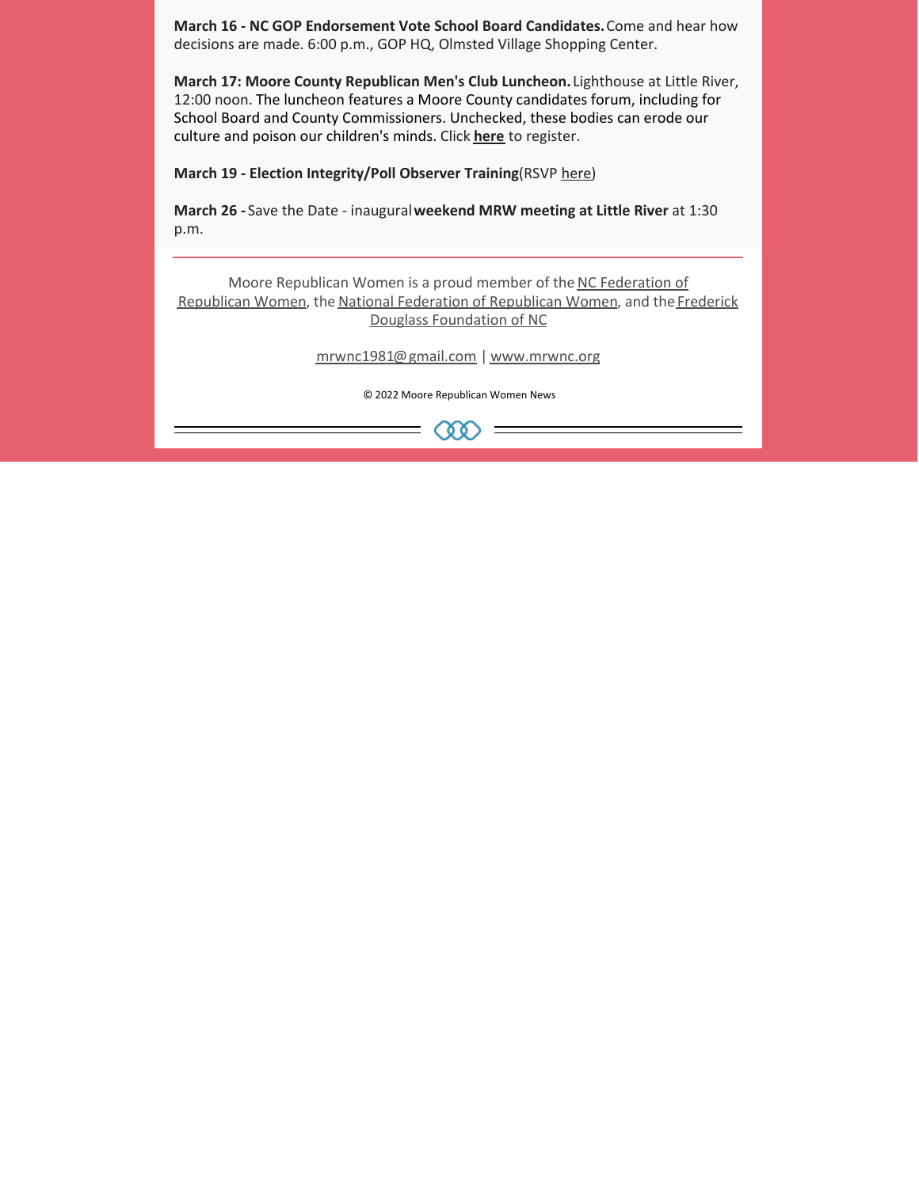**March 16 - NC GOP Endorsement Vote School Board Candidates.** Come and hear how decisions are made. 6:00 p.m., GOP HQ, Olmsted Village Shopping Center.

**March 17: Moore County Republican Men's Club Luncheon.** Lighthouse at Little River, 12:00 noon. The luncheon features a Moore County candidates forum, including for School Board and County Commissioners. Unchecked, these bodies can erode our culture and poison our children's minds. Click **here** to register.

**March 19 - Election Integrity/Poll Observer Training** (RSVP here)

**March 26 -** Save the Date - inaugural **weekend MRW meeting at Little River** at 1:30 p.m.

---

Moore Republican Women is a proud member of the NC Federation of Republican Women, the National Federation of Republican Women, and the Frederick Douglass Foundation of NC

mrwnc1981@gmail.com | www.mrwnc.org

© 2022 Moore Republican Women News